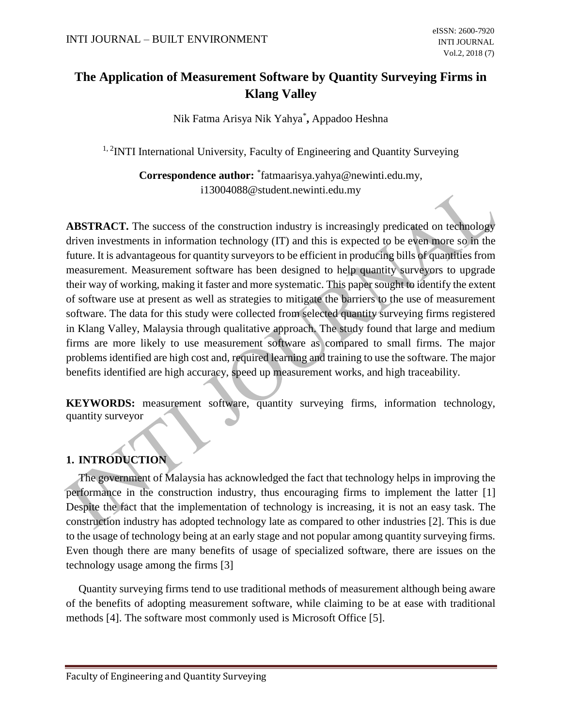# The Application of Measurement Software by Quantity Surveying Firms in Klang Valley

Nik Fatma Arisya Nik Yahya*, Appadoo Heshna

[1, 2]INTI International University, Faculty of Engineering and Quantity Surveying

**Correspondence author:** *fatmaarisya.yahya@newinti.edu.my, i13004088@student.newinti.edu.my

**ABSTRACT.** The success of the construction industry is increasingly predicated on technology driven investments in information technology (IT) and this is expected to be even more so in the future. It is advantageous for quantity surveyors to be efficient in producing bills of quantities from measurement. Measurement software has been designed to help quantity surveyors to upgrade their way of working, making it faster and more systematic. This paper sought to identify the extent of software use at present as well as strategies to mitigate the barriers to the use of measurement software. The data for this study were collected from selected quantity surveying firms registered in Klang Valley, Malaysia through qualitative approach. The study found that large and medium firms are more likely to use measurement software as compared to small firms. The major problems identified are high cost and, required learning and training to use the software. The major benefits identified are high accuracy, speed up measurement works, and high traceability.

**KEYWORDS:** measurement software, quantity surveying firms, information technology, quantity surveyor

## 1. INTRODUCTION

The government of Malaysia has acknowledged the fact that technology helps in improving the performance in the construction industry, thus encouraging firms to implement the latter [1] Despite the fact that the implementation of technology is increasing, it is not an easy task. The construction industry has adopted technology late as compared to other industries [2]. This is due to the usage of technology being at an early stage and not popular among quantity surveying firms. Even though there are many benefits of usage of specialized software, there are issues on the technology usage among the firms [3]

Quantity surveying firms tend to use traditional methods of measurement although being aware of the benefits of adopting measurement software, while claiming to be at ease with traditional methods [4]. The software most commonly used is Microsoft Office [5].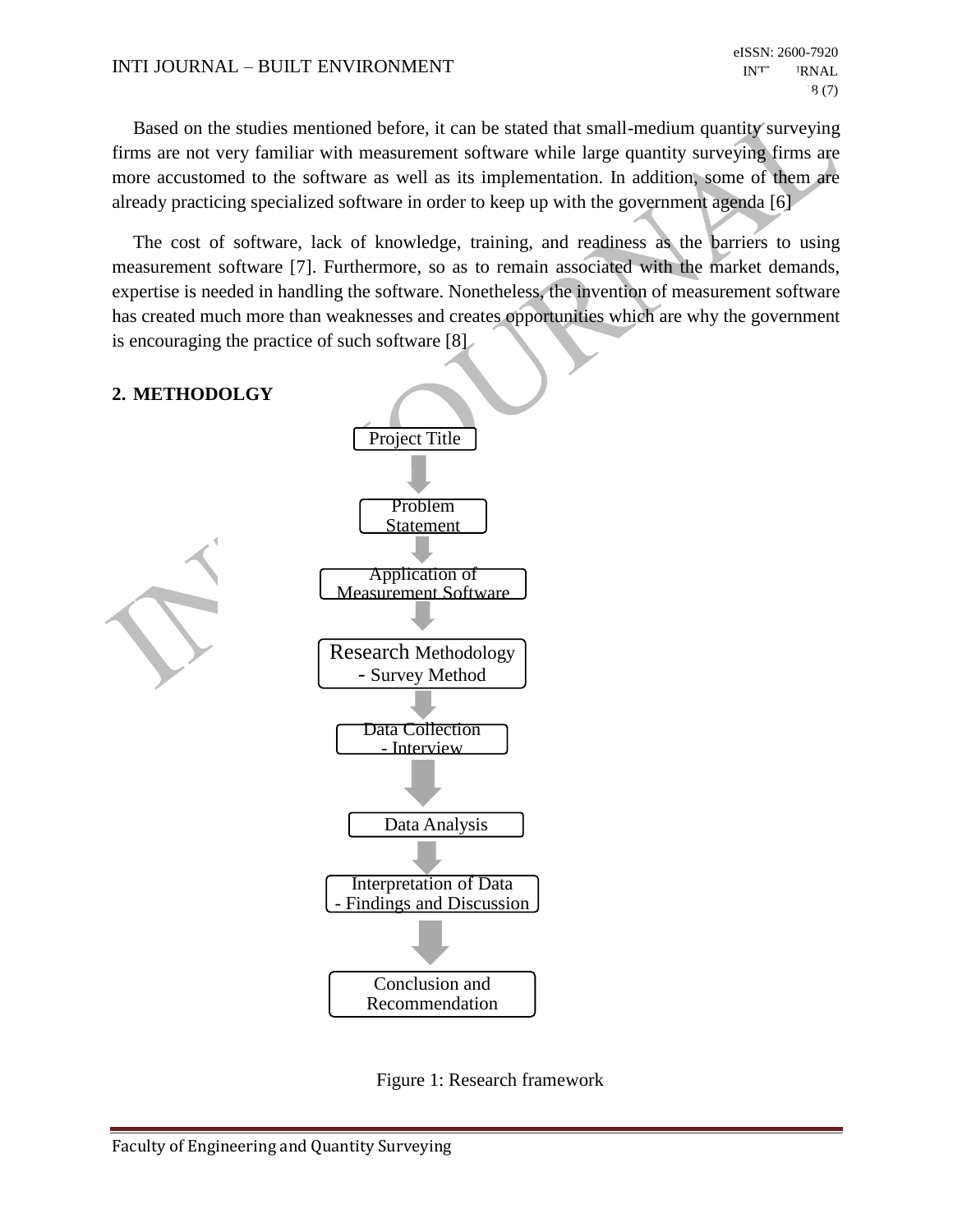Based on the studies mentioned before, it can be stated that small-medium quantity surveying firms are not very familiar with measurement software while large quantity surveying firms are more accustomed to the software as well as its implementation. In addition, some of them are already practicing specialized software in order to keep up with the government agenda [6]

The cost of software, lack of knowledge, training, and readiness as the barriers to using measurement software [7]. Furthermore, so as to remain associated with the market demands, expertise is needed in handling the software. Nonetheless, the invention of measurement software has created much more than weaknesses and creates opportunities which are why the government is encouraging the practice of such software [8]

## 2. METHODOLGY

Project Title

↓

Problem Statement

↓

Application of Measurement Software

↓

Research Methodology - Survey Method

↓

Data Collection - Interview

↓

Data Analysis

↓

Interpretation of Data - Findings and Discussion

↓

Conclusion and Recommendation

Figure 1: Research framework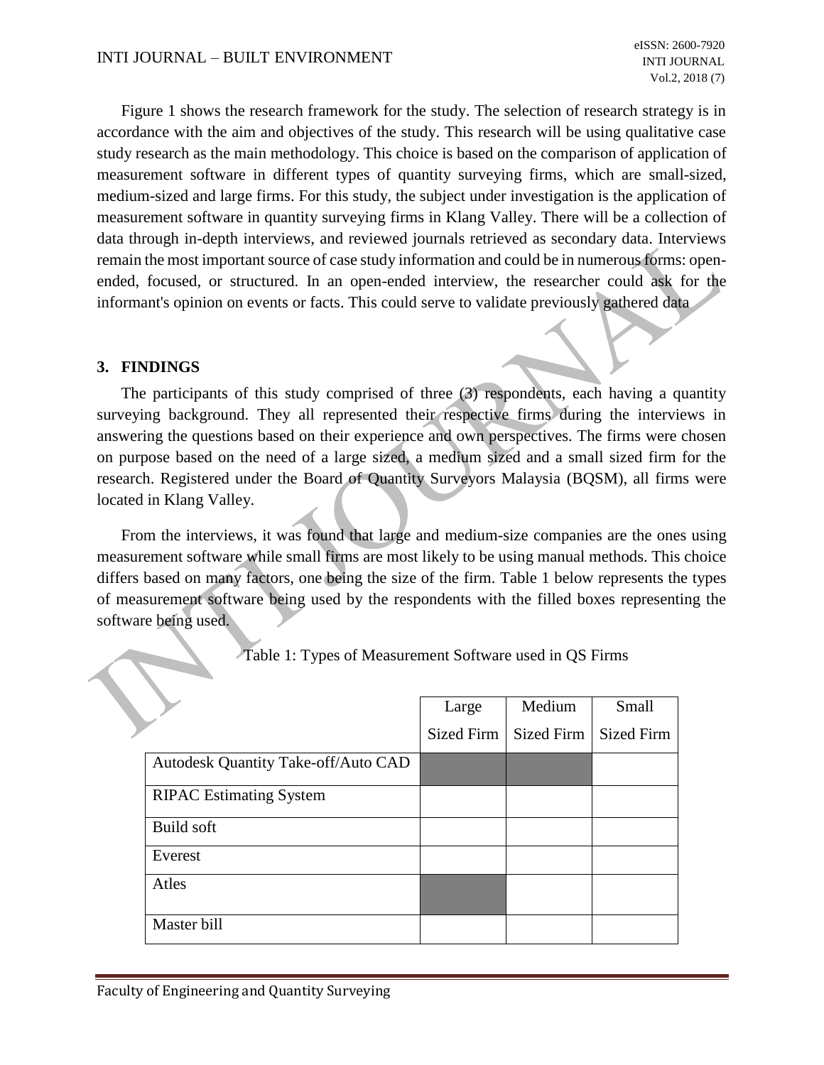Figure 1 shows the research framework for the study. The selection of research strategy is in accordance with the aim and objectives of the study. This research will be using qualitative case study research as the main methodology. This choice is based on the comparison of application of measurement software in different types of quantity surveying firms, which are small-sized, medium-sized and large firms. For this study, the subject under investigation is the application of measurement software in quantity surveying firms in Klang Valley. There will be a collection of data through in-depth interviews, and reviewed journals retrieved as secondary data. Interviews remain the most important source of case study information and could be in numerous forms: open-ended, focused, or structured. In an open-ended interview, the researcher could ask for the informant's opinion on events or facts. This could serve to validate previously gathered data

## 3. FINDINGS

The participants of this study comprised of three (3) respondents, each having a quantity surveying background. They all represented their respective firms during the interviews in answering the questions based on their experience and own perspectives. The firms were chosen on purpose based on the need of a large sized, a medium sized and a small sized firm for the research. Registered under the Board of Quantity Surveyors Malaysia (BQSM), all firms were located in Klang Valley.

From the interviews, it was found that large and medium-size companies are the ones using measurement software while small firms are most likely to be using manual methods. This choice differs based on many factors, one being the size of the firm. Table 1 below represents the types of measurement software being used by the respondents with the filled boxes representing the software being used.

Table 1: Types of Measurement Software used in QS Firms

| | Large Sized Firm | Medium Sized Firm | Small Sized Firm |
|---|---|---|---|
| Autodesk Quantity Take-off/Auto CAD | ■ | ■ | |
| RIPAC Estimating System | | | |
| Build soft | | | |
| Everest | | | |
| Atles | ■ | | |
| Master bill | | | |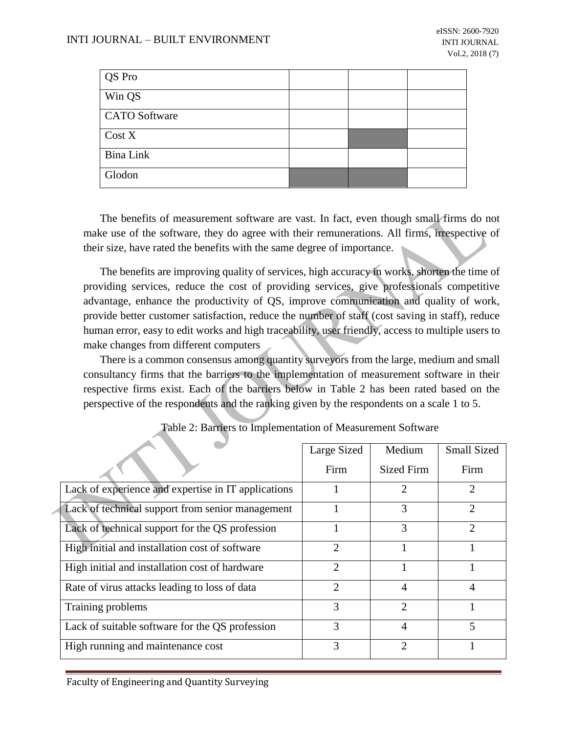| QS Pro | | | |
|---|---|---|---|
| Win QS | | | |
| CATO Software | | | |
| Cost X | | | |
| Bina Link | | | |
| Glodon | | | |

The benefits of measurement software are vast. In fact, even though small firms do not make use of the software, they do agree with their remunerations. All firms, irrespective of their size, have rated the benefits with the same degree of importance.

The benefits are improving quality of services, high accuracy in works, shorten the time of providing services, reduce the cost of providing services, give professionals competitive advantage, enhance the productivity of QS, improve communication and quality of work, provide better customer satisfaction, reduce the number of staff (cost saving in staff), reduce human error, easy to edit works and high traceability, user friendly, access to multiple users to make changes from different computers

There is a common consensus among quantity surveyors from the large, medium and small consultancy firms that the barriers to the implementation of measurement software in their respective firms exist. Each of the barriers below in Table 2 has been rated based on the perspective of the respondents and the ranking given by the respondents on a scale 1 to 5.

Table 2: Barriers to Implementation of Measurement Software

| | Large Sized Firm | Medium Sized Firm | Small Sized Firm |
|---|---|---|---|
| Lack of experience and expertise in IT applications | 1 | 2 | 2 |
| Lack of technical support from senior management | 1 | 3 | 2 |
| Lack of technical support for the QS profession | 1 | 3 | 2 |
| High initial and installation cost of software | 2 | 1 | 1 |
| High initial and installation cost of hardware | 2 | 1 | 1 |
| Rate of virus attacks leading to loss of data | 2 | 4 | 4 |
| Training problems | 3 | 2 | 1 |
| Lack of suitable software for the QS profession | 3 | 4 | 5 |
| High running and maintenance cost | 3 | 2 | 1 |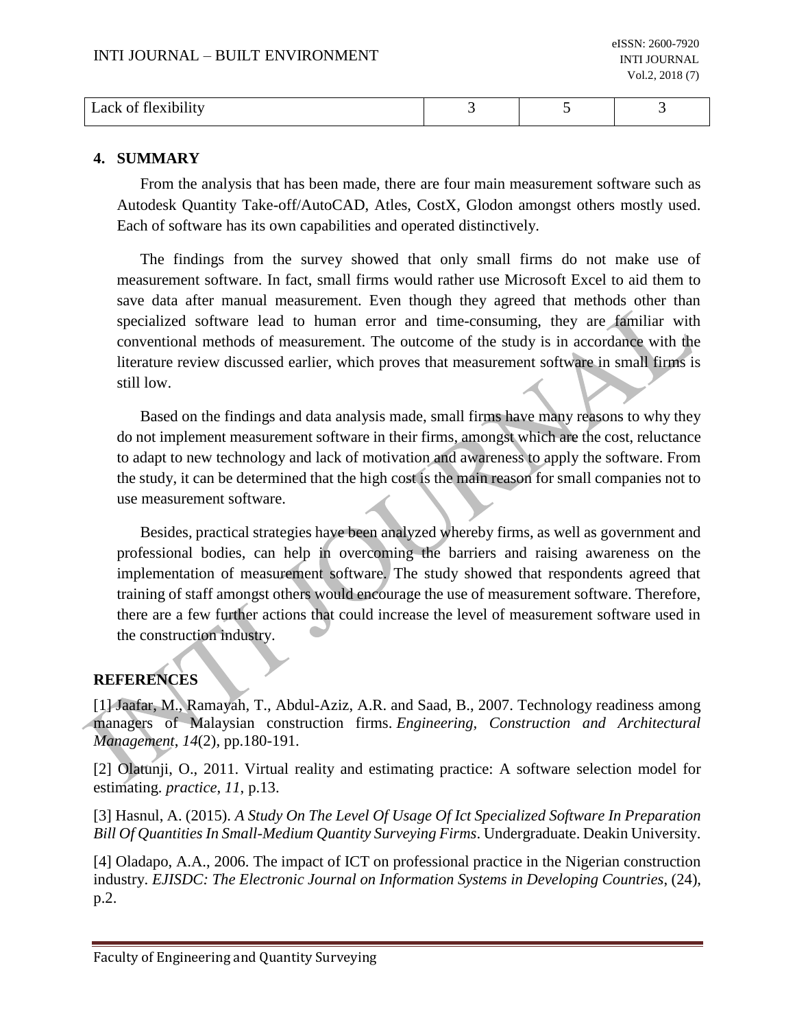| | | | |
|---|---|---|---|
| Lack of flexibility | 3 | 5 | 3 |

## 4. SUMMARY

From the analysis that has been made, there are four main measurement software such as Autodesk Quantity Take-off/AutoCAD, Atles, CostX, Glodon amongst others mostly used. Each of software has its own capabilities and operated distinctively.

The findings from the survey showed that only small firms do not make use of measurement software. In fact, small firms would rather use Microsoft Excel to aid them to save data after manual measurement. Even though they agreed that methods other than specialized software lead to human error and time-consuming, they are familiar with conventional methods of measurement. The outcome of the study is in accordance with the literature review discussed earlier, which proves that measurement software in small firms is still low.

Based on the findings and data analysis made, small firms have many reasons to why they do not implement measurement software in their firms, amongst which are the cost, reluctance to adapt to new technology and lack of motivation and awareness to apply the software. From the study, it can be determined that the high cost is the main reason for small companies not to use measurement software.

Besides, practical strategies have been analyzed whereby firms, as well as government and professional bodies, can help in overcoming the barriers and raising awareness on the implementation of measurement software. The study showed that respondents agreed that training of staff amongst others would encourage the use of measurement software. Therefore, there are a few further actions that could increase the level of measurement software used in the construction industry.

## REFERENCES

[1] Jaafar, M., Ramayah, T., Abdul-Aziz, A.R. and Saad, B., 2007. Technology readiness among managers of Malaysian construction firms. *Engineering, Construction and Architectural Management*, *14*(2), pp.180-191.

[2] Olatunji, O., 2011. Virtual reality and estimating practice: A software selection model for estimating. *practice*, *11*, p.13.

[3] Hasnul, A. (2015). *A Study On The Level Of Usage Of Ict Specialized Software In Preparation Bill Of Quantities In Small-Medium Quantity Surveying Firms*. Undergraduate. Deakin University.

[4] Oladapo, A.A., 2006. The impact of ICT on professional practice in the Nigerian construction industry. *EJISDC: The Electronic Journal on Information Systems in Developing Countries*, (24), p.2.